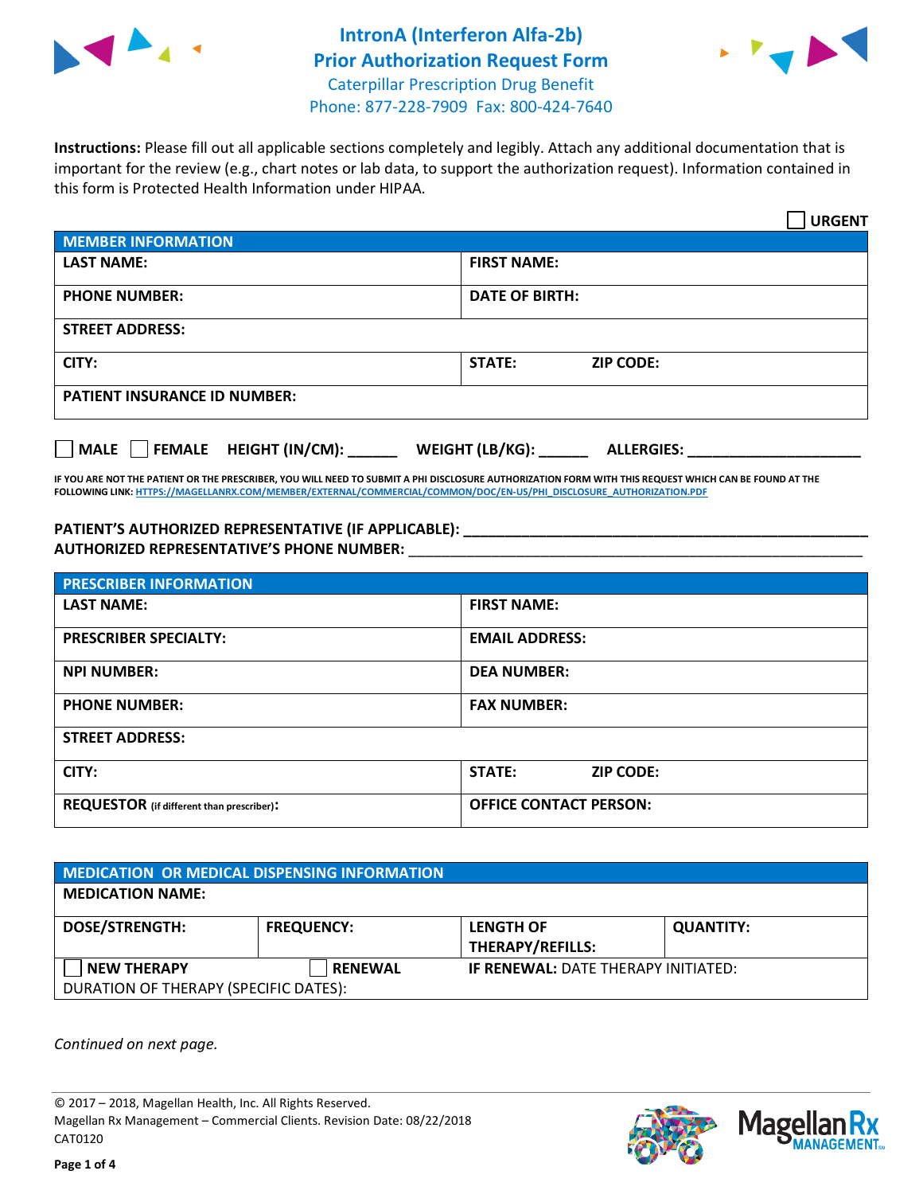# IntronA (Interferon Alfa-2b) Prior Authorization Request Form

Caterpillar Prescription Drug Benefit
Phone: 877-228-7909 Fax: 800-424-7640

**Instructions:** Please fill out all applicable sections completely and legibly. Attach any additional documentation that is important for the review (e.g., chart notes or lab data, to support the authorization request). Information contained in this form is Protected Health Information under HIPAA.

☐ **URGENT**

| MEMBER INFORMATION | | |
|---|---|---|
| **LAST NAME:** | **FIRST NAME:** | |
| **PHONE NUMBER:** | **DATE OF BIRTH:** | |
| **STREET ADDRESS:** | | |
| **CITY:** | **STATE:** | **ZIP CODE:** |
| **PATIENT INSURANCE ID NUMBER:** | | |

☐ **MALE** ☐ **FEMALE** **HEIGHT (IN/CM):** ______ **WEIGHT (LB/KG):** ______ **ALLERGIES:** ____________________

**IF YOU ARE NOT THE PATIENT OR THE PRESCRIBER, YOU WILL NEED TO SUBMIT A PHI DISCLOSURE AUTHORIZATION FORM WITH THIS REQUEST WHICH CAN BE FOUND AT THE FOLLOWING LINK: HTTPS://MAGELLANRX.COM/MEMBER/EXTERNAL/COMMERCIAL/COMMON/DOC/EN-US/PHI_DISCLOSURE_AUTHORIZATION.PDF**

**PATIENT'S AUTHORIZED REPRESENTATIVE (IF APPLICABLE):** ____________________________________________

**AUTHORIZED REPRESENTATIVE'S PHONE NUMBER:** ____________________________________________

| PRESCRIBER INFORMATION | | |
|---|---|---|
| **LAST NAME:** | **FIRST NAME:** | |
| **PRESCRIBER SPECIALTY:** | **EMAIL ADDRESS:** | |
| **NPI NUMBER:** | **DEA NUMBER:** | |
| **PHONE NUMBER:** | **FAX NUMBER:** | |
| **STREET ADDRESS:** | | |
| **CITY:** | **STATE:** | **ZIP CODE:** |
| **REQUESTOR** (if different than prescriber)**:** | **OFFICE CONTACT PERSON:** | |

| MEDICATION OR MEDICAL DISPENSING INFORMATION | | | |
|---|---|---|---|
| **MEDICATION NAME:** | | | |
| **DOSE/STRENGTH:** | **FREQUENCY:** | **LENGTH OF THERAPY/REFILLS:** | **QUANTITY:** |
| ☐ **NEW THERAPY** | ☐ **RENEWAL** | **IF RENEWAL:** DATE THERAPY INITIATED: | |
| DURATION OF THERAPY (SPECIFIC DATES): | | | |

*Continued on next page.*

© 2017 – 2018, Magellan Health, Inc. All Rights Reserved.
Magellan Rx Management – Commercial Clients. Revision Date: 08/22/2018
CAT0120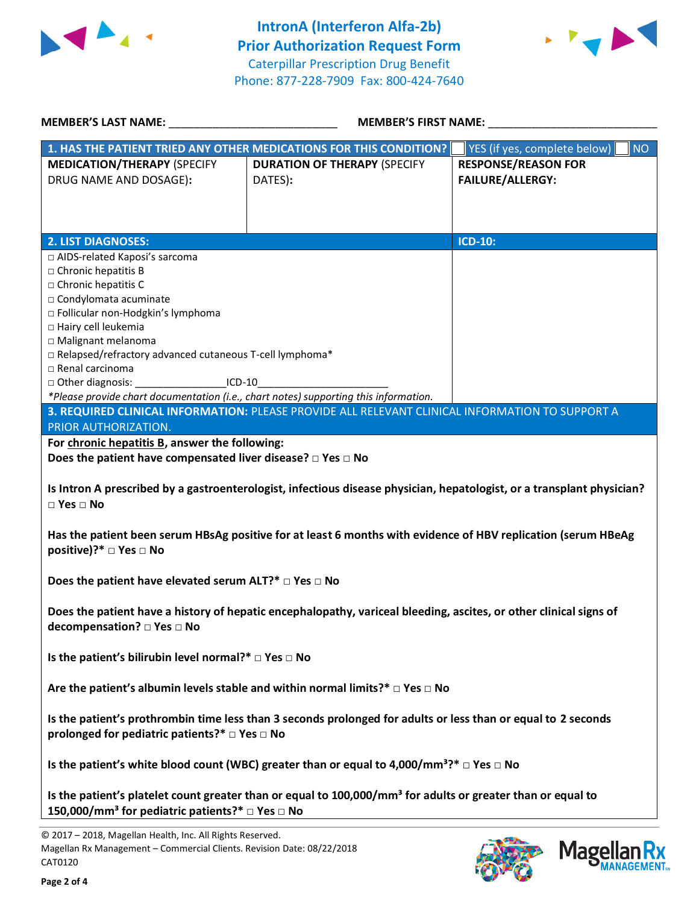# IntronA (Interferon Alfa-2b)
# Prior Authorization Request Form

Caterpillar Prescription Drug Benefit
Phone: 877-228-7909 Fax: 800-424-7640

**MEMBER'S LAST NAME:** ___________________________ **MEMBER'S FIRST NAME:** ___________________________

| **1. HAS THE PATIENT TRIED ANY OTHER MEDICATIONS FOR THIS CONDITION?** | | ☐ YES (if yes, complete below) ☐ NO |
|---|---|---|
| **MEDICATION/THERAPY** (SPECIFY DRUG NAME AND DOSAGE): | **DURATION OF THERAPY** (SPECIFY DATES): | **RESPONSE/REASON FOR FAILURE/ALLERGY:** |
| | | |

| **2. LIST DIAGNOSES:** | **ICD-10:** |
|---|---|
| □ AIDS-related Kaposi's sarcoma<br>□ Chronic hepatitis B<br>□ Chronic hepatitis C<br>□ Condylomata acuminate<br>□ Follicular non-Hodgkin's lymphoma<br>□ Hairy cell leukemia<br>□ Malignant melanoma<br>□ Relapsed/refractory advanced cutaneous T-cell lymphoma*<br>□ Renal carcinoma<br>□ Other diagnosis: _______________ICD-10______________________<br>*\*Please provide chart documentation (i.e., chart notes) supporting this information.* | |

**3. REQUIRED CLINICAL INFORMATION:** PLEASE PROVIDE ALL RELEVANT CLINICAL INFORMATION TO SUPPORT A PRIOR AUTHORIZATION.

**For chronic hepatitis B, answer the following:**

**Does the patient have compensated liver disease?** □ Yes □ No

**Is Intron A prescribed by a gastroenterologist, infectious disease physician, hepatologist, or a transplant physician?** □ Yes □ No

**Has the patient been serum HBsAg positive for at least 6 months with evidence of HBV replication (serum HBeAg positive)?\*** □ Yes □ No

**Does the patient have elevated serum ALT?\*** □ Yes □ No

**Does the patient have a history of hepatic encephalopathy, variceal bleeding, ascites, or other clinical signs of decompensation?** □ Yes □ No

**Is the patient's bilirubin level normal?\*** □ Yes □ No

**Are the patient's albumin levels stable and within normal limits?\*** □ Yes □ No

**Is the patient's prothrombin time less than 3 seconds prolonged for adults or less than or equal to 2 seconds prolonged for pediatric patients?\*** □ Yes □ No

**Is the patient's white blood count (WBC) greater than or equal to 4,000/mm³?\*** □ Yes □ No

**Is the patient's platelet count greater than or equal to 100,000/mm³ for adults or greater than or equal to 150,000/mm³ for pediatric patients?\*** □ Yes □ No

© 2017 – 2018, Magellan Health, Inc. All Rights Reserved.
Magellan Rx Management – Commercial Clients. Revision Date: 08/22/2018
CAT0120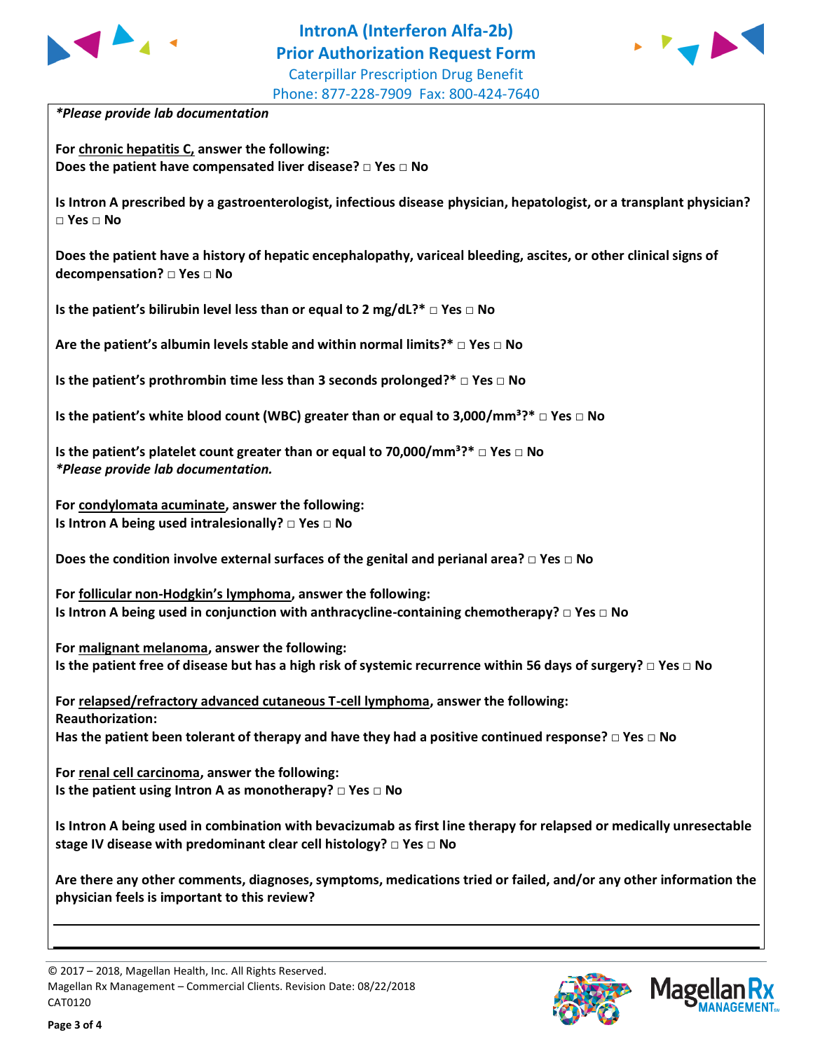*Please provide lab documentation

**For <u>chronic hepatitis C,</u> answer the following:**
**Does the patient have compensated liver disease? □ Yes □ No**

**Is Intron A prescribed by a gastroenterologist, infectious disease physician, hepatologist, or a transplant physician? □ Yes □ No**

**Does the patient have a history of hepatic encephalopathy, variceal bleeding, ascites, or other clinical signs of decompensation? □ Yes □ No**

**Is the patient's bilirubin level less than or equal to 2 mg/dL?* □ Yes □ No**

**Are the patient's albumin levels stable and within normal limits?* □ Yes □ No**

**Is the patient's prothrombin time less than 3 seconds prolonged?* □ Yes □ No**

**Is the patient's white blood count (WBC) greater than or equal to 3,000/mm³?* □ Yes □ No**

**Is the patient's platelet count greater than or equal to 70,000/mm³?* □ Yes □ No**
***Please provide lab documentation.***

**For <u>condylomata acuminate</u>, answer the following:**
**Is Intron A being used intralesionally? □ Yes □ No**

**Does the condition involve external surfaces of the genital and perianal area? □ Yes □ No**

**For <u>follicular non-Hodgkin's lymphoma</u>, answer the following:**
**Is Intron A being used in conjunction with anthracycline-containing chemotherapy? □ Yes □ No**

**For <u>malignant melanoma</u>, answer the following:**
**Is the patient free of disease but has a high risk of systemic recurrence within 56 days of surgery? □ Yes □ No**

**For <u>relapsed/refractory advanced cutaneous T-cell lymphoma</u>, answer the following:**
**Reauthorization:**
**Has the patient been tolerant of therapy and have they had a positive continued response? □ Yes □ No**

**For <u>renal cell carcinoma</u>, answer the following:**
**Is the patient using Intron A as monotherapy? □ Yes □ No**

**Is Intron A being used in combination with bevacizumab as first line therapy for relapsed or medically unresectable stage IV disease with predominant clear cell histology? □ Yes □ No**

**Are there any other comments, diagnoses, symptoms, medications tried or failed, and/or any other information the physician feels is important to this review?**

___

___

© 2017 – 2018, Magellan Health, Inc. All Rights Reserved.
Magellan Rx Management – Commercial Clients. Revision Date: 08/22/2018
CAT0120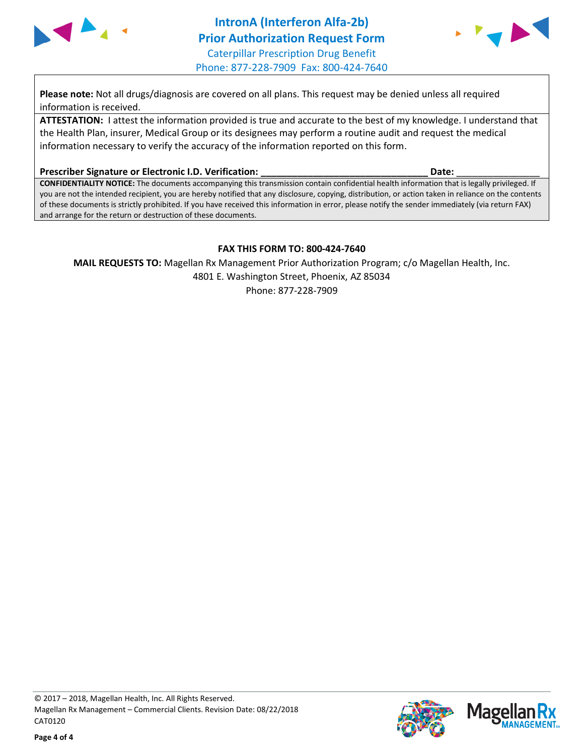**Please note:** Not all drugs/diagnosis are covered on all plans. This request may be denied unless all required information is received.

**ATTESTATION:** I attest the information provided is true and accurate to the best of my knowledge. I understand that the Health Plan, insurer, Medical Group or its designees may perform a routine audit and request the medical information necessary to verify the accuracy of the information reported on this form.

**Prescriber Signature or Electronic I.D. Verification:** ________________________________ **Date:** ________________

**CONFIDENTIALITY NOTICE:** The documents accompanying this transmission contain confidential health information that is legally privileged. If you are not the intended recipient, you are hereby notified that any disclosure, copying, distribution, or action taken in reliance on the contents of these documents is strictly prohibited. If you have received this information in error, please notify the sender immediately (via return FAX) and arrange for the return or destruction of these documents.

**FAX THIS FORM TO: 800-424-7640**

**MAIL REQUESTS TO:** Magellan Rx Management Prior Authorization Program; c/o Magellan Health, Inc.
4801 E. Washington Street, Phoenix, AZ 85034
Phone: 877-228-7909

© 2017 – 2018, Magellan Health, Inc. All Rights Reserved.
Magellan Rx Management – Commercial Clients. Revision Date: 08/22/2018
CAT0120